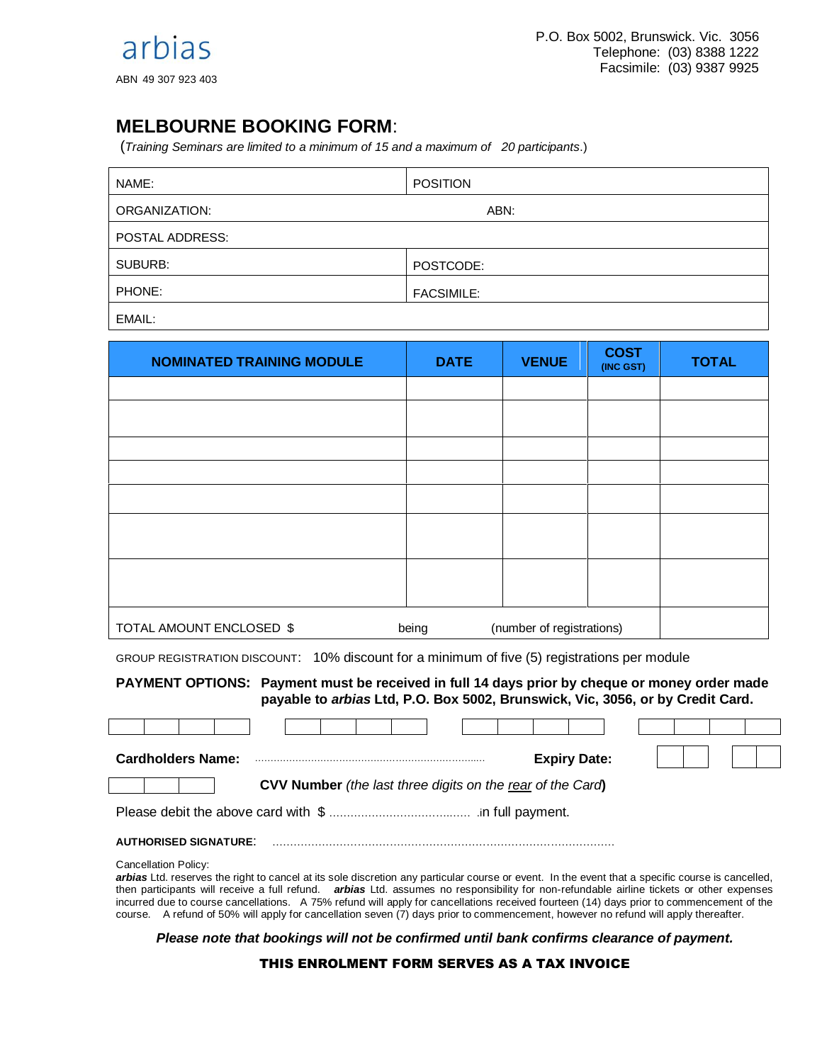arbias

ABN 49 307 923 403

P.O. Box 5002, Brunswick. Vic. 3056
Telephone: (03) 8388 1222
Facsimile: (03) 9387 9925

# MELBOURNE BOOKING FORM:

(*Training Seminars are limited to a minimum of 15 and a maximum of 20 participants*.)

| | |
|---|---|
| NAME: | POSITION |
| ORGANIZATION: | ABN: |
| POSTAL ADDRESS: | |
| SUBURB: | POSTCODE: |
| PHONE: | FACSIMILE: |
| EMAIL: | |

| NOMINATED TRAINING MODULE | DATE | VENUE | COST (INC GST) | TOTAL |
|---|---|---|---|---|
| | | | | |
| | | | | |
| | | | | |
| | | | | |
| | | | | |
| | | | | |
| | | | | |
| TOTAL AMOUNT ENCLOSED $ | being | (number of registrations) | | |

GROUP REGISTRATION DISCOUNT: 10% discount for a minimum of five (5) registrations per module

**PAYMENT OPTIONS: Payment must be received in full 14 days prior by cheque or money order made payable to *arbias* Ltd, P.O. Box 5002, Brunswick, Vic, 3056, or by Credit Card.**

**Cardholders Name:** ........................................................................ **Expiry Date:**

**CVV Number** *(the last three digits on the rear of the Card)*

Please debit the above card with $ ....................................... in full payment.

**AUTHORISED SIGNATURE**: ................................................................................................

Cancellation Policy:
***arbias*** Ltd. reserves the right to cancel at its sole discretion any particular course or event. In the event that a specific course is cancelled, then participants will receive a full refund. ***arbias*** Ltd. assumes no responsibility for non-refundable airline tickets or other expenses incurred due to course cancellations. A 75% refund will apply for cancellations received fourteen (14) days prior to commencement of the course. A refund of 50% will apply for cancellation seven (7) days prior to commencement, however no refund will apply thereafter.

***Please note that bookings will not be confirmed until bank confirms clearance of payment.***

**THIS ENROLMENT FORM SERVES AS A TAX INVOICE**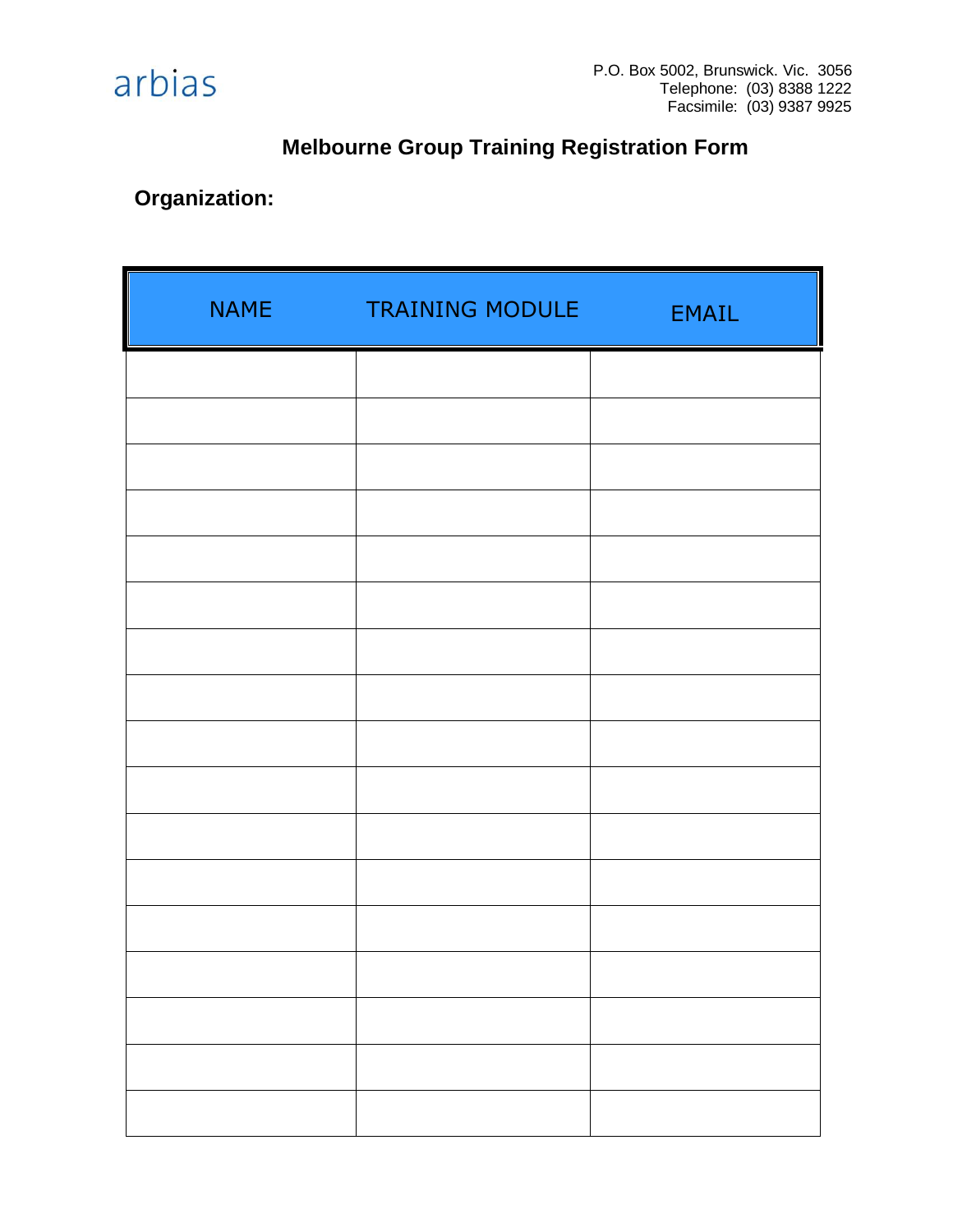arbias

P.O. Box 5002, Brunswick. Vic. 3056
Telephone: (03) 8388 1222
Facsimile: (03) 9387 9925

# Melbourne Group Training Registration Form

**Organization:**

| NAME | TRAINING MODULE | EMAIL |
|---|---|---|
| | | |
| | | |
| | | |
| | | |
| | | |
| | | |
| | | |
| | | |
| | | |
| | | |
| | | |
| | | |
| | | |
| | | |
| | | |
| | | |
| | | |